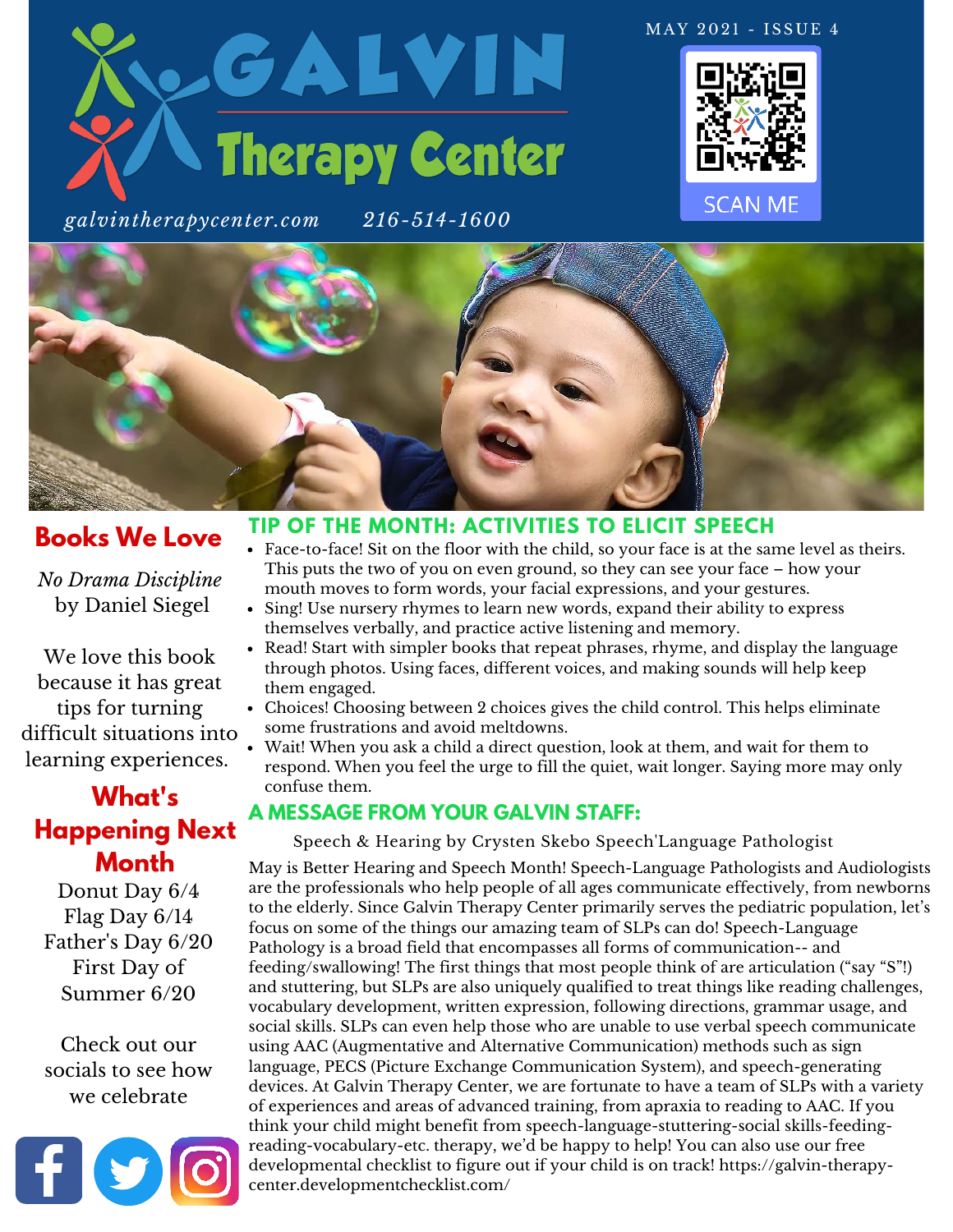# GALVIN Therapy Center

MAY 2021 - ISSUE 4

*galvintherapycenter.com* *216-514-1600*

SCAN ME

## TIP OF THE MONTH: ACTIVITIES TO ELICIT SPEECH

- Face-to-face! Sit on the floor with the child, so your face is at the same level as theirs. This puts the two of you on even ground, so they can see your face – how your mouth moves to form words, your facial expressions, and your gestures.
- Sing! Use nursery rhymes to learn new words, expand their ability to express themselves verbally, and practice active listening and memory.
- Read! Start with simpler books that repeat phrases, rhyme, and display the language through photos. Using faces, different voices, and making sounds will help keep them engaged.
- Choices! Choosing between 2 choices gives the child control. This helps eliminate some frustrations and avoid meltdowns.
- Wait! When you ask a child a direct question, look at them, and wait for them to respond. When you feel the urge to fill the quiet, wait longer. Saying more may only confuse them.

## A MESSAGE FROM YOUR GALVIN STAFF:

Speech & Hearing by Crysten Skebo Speech'Language Pathologist

May is Better Hearing and Speech Month! Speech-Language Pathologists and Audiologists are the professionals who help people of all ages communicate effectively, from newborns to the elderly. Since Galvin Therapy Center primarily serves the pediatric population, let's focus on some of the things our amazing team of SLPs can do! Speech-Language Pathology is a broad field that encompasses all forms of communication-- and feeding/swallowing! The first things that most people think of are articulation ("say "S"!) and stuttering, but SLPs are also uniquely qualified to treat things like reading challenges, vocabulary development, written expression, following directions, grammar usage, and social skills. SLPs can even help those who are unable to use verbal speech communicate using AAC (Augmentative and Alternative Communication) methods such as sign language, PECS (Picture Exchange Communication System), and speech-generating devices. At Galvin Therapy Center, we are fortunate to have a team of SLPs with a variety of experiences and areas of advanced training, from apraxia to reading to AAC. If you think your child might benefit from speech-language-stuttering-social skills-feeding-reading-vocabulary-etc. therapy, we'd be happy to help! You can also use our free developmental checklist to figure out if your child is on track! https://galvin-therapy-center.developmentchecklist.com/

## Books We Love

*No Drama Discipline*
by Daniel Siegel

We love this book because it has great tips for turning difficult situations into learning experiences.

## What's Happening Next Month

Donut Day 6/4
Flag Day 6/14
Father's Day 6/20
First Day of Summer 6/20

Check out our socials to see how we celebrate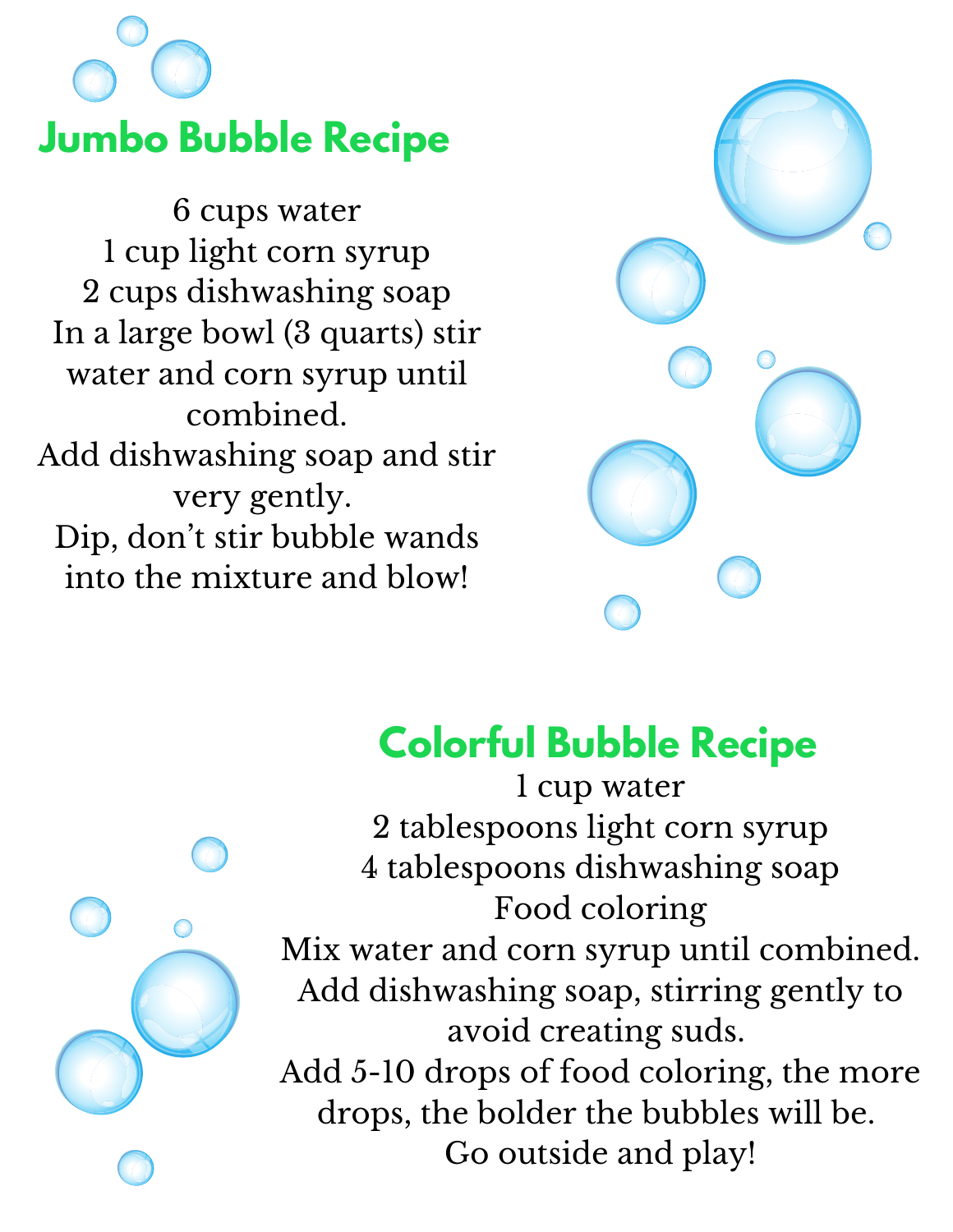## Jumbo Bubble Recipe

6 cups water
1 cup light corn syrup
2 cups dishwashing soap
In a large bowl (3 quarts) stir water and corn syrup until combined.
Add dishwashing soap and stir very gently.
Dip, don't stir bubble wands into the mixture and blow!

## Colorful Bubble Recipe

1 cup water
2 tablespoons light corn syrup
4 tablespoons dishwashing soap
Food coloring
Mix water and corn syrup until combined.
Add dishwashing soap, stirring gently to avoid creating suds.
Add 5-10 drops of food coloring, the more drops, the bolder the bubbles will be.
Go outside and play!